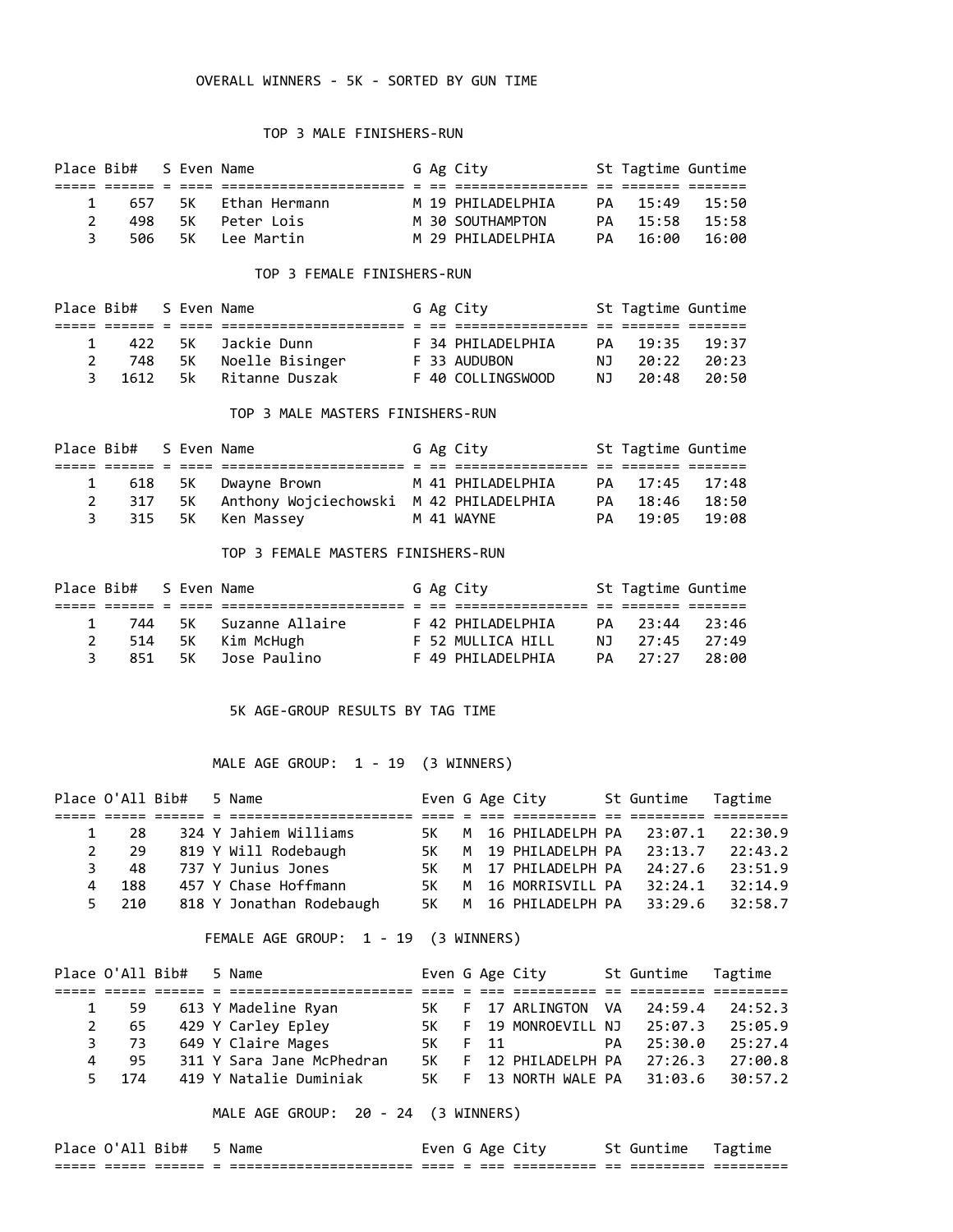# OVERALL WINNERS - 5K - SORTED BY GUN TIME

## TOP 3 MALE FINISHERS-RUN

| Place | Bib# | S | Even | Name | G | Ag | City | St | Tagtime | Guntime |
|---|---|---|---|---|---|---|---|---|---|---|
| 1 | 657 | | 5K | Ethan Hermann | M | 19 | PHILADELPHIA | PA | 15:49 | 15:50 |
| 2 | 498 | | 5K | Peter Lois | M | 30 | SOUTHAMPTON | PA | 15:58 | 15:58 |
| 3 | 506 | | 5K | Lee Martin | M | 29 | PHILADELPHIA | PA | 16:00 | 16:00 |

## TOP 3 FEMALE FINISHERS-RUN

| Place | Bib# | S | Even | Name | G | Ag | City | St | Tagtime | Guntime |
|---|---|---|---|---|---|---|---|---|---|---|
| 1 | 422 | | 5K | Jackie Dunn | F | 34 | PHILADELPHIA | PA | 19:35 | 19:37 |
| 2 | 748 | | 5K | Noelle Bisinger | F | 33 | AUDUBON | NJ | 20:22 | 20:23 |
| 3 | 1612 | | 5k | Ritanne Duszak | F | 40 | COLLINGSWOOD | NJ | 20:48 | 20:50 |

## TOP 3 MALE MASTERS FINISHERS-RUN

| Place | Bib# | S | Even | Name | G | Ag | City | St | Tagtime | Guntime |
|---|---|---|---|---|---|---|---|---|---|---|
| 1 | 618 | | 5K | Dwayne Brown | M | 41 | PHILADELPHIA | PA | 17:45 | 17:48 |
| 2 | 317 | | 5K | Anthony Wojciechowski | M | 42 | PHILADELPHIA | PA | 18:46 | 18:50 |
| 3 | 315 | | 5K | Ken Massey | M | 41 | WAYNE | PA | 19:05 | 19:08 |

## TOP 3 FEMALE MASTERS FINISHERS-RUN

| Place | Bib# | S | Even | Name | G | Ag | City | St | Tagtime | Guntime |
|---|---|---|---|---|---|---|---|---|---|---|
| 1 | 744 | | 5K | Suzanne Allaire | F | 42 | PHILADELPHIA | PA | 23:44 | 23:46 |
| 2 | 514 | | 5K | Kim McHugh | F | 52 | MULLICA HILL | NJ | 27:45 | 27:49 |
| 3 | 851 | | 5K | Jose Paulino | F | 49 | PHILADELPHIA | PA | 27:27 | 28:00 |

# 5K AGE-GROUP RESULTS BY TAG TIME

## MALE AGE GROUP: 1 - 19 (3 WINNERS)

| Place | O'All | Bib# | 5 | Name | Even | G | Age | City | St | Guntime | Tagtime |
|---|---|---|---|---|---|---|---|---|---|---|---|
| 1 | 28 | 324 | Y | Jahiem Williams | 5K | M | 16 | PHILADELPH | PA | 23:07.1 | 22:30.9 |
| 2 | 29 | 819 | Y | Will Rodebaugh | 5K | M | 19 | PHILADELPH | PA | 23:13.7 | 22:43.2 |
| 3 | 48 | 737 | Y | Junius Jones | 5K | M | 17 | PHILADELPH | PA | 24:27.6 | 23:51.9 |
| 4 | 188 | 457 | Y | Chase Hoffmann | 5K | M | 16 | MORRISVILL | PA | 32:24.1 | 32:14.9 |
| 5 | 210 | 818 | Y | Jonathan Rodebaugh | 5K | M | 16 | PHILADELPH | PA | 33:29.6 | 32:58.7 |

## FEMALE AGE GROUP: 1 - 19 (3 WINNERS)

| Place | O'All | Bib# | 5 | Name | Even | G | Age | City | St | Guntime | Tagtime |
|---|---|---|---|---|---|---|---|---|---|---|---|
| 1 | 59 | 613 | Y | Madeline Ryan | 5K | F | 17 | ARLINGTON | VA | 24:59.4 | 24:52.3 |
| 2 | 65 | 429 | Y | Carley Epley | 5K | F | 19 | MONROEVILL | NJ | 25:07.3 | 25:05.9 |
| 3 | 73 | 649 | Y | Claire Mages | 5K | F | 11 | | PA | 25:30.0 | 25:27.4 |
| 4 | 95 | 311 | Y | Sara Jane McPhedran | 5K | F | 12 | PHILADELPH | PA | 27:26.3 | 27:00.8 |
| 5 | 174 | 419 | Y | Natalie Duminiak | 5K | F | 13 | NORTH WALE | PA | 31:03.6 | 30:57.2 |

## MALE AGE GROUP: 20 - 24 (3 WINNERS)

| Place | O'All | Bib# | 5 | Name | Even | G | Age | City | St | Guntime | Tagtime |
|---|---|---|---|---|---|---|---|---|---|---|---|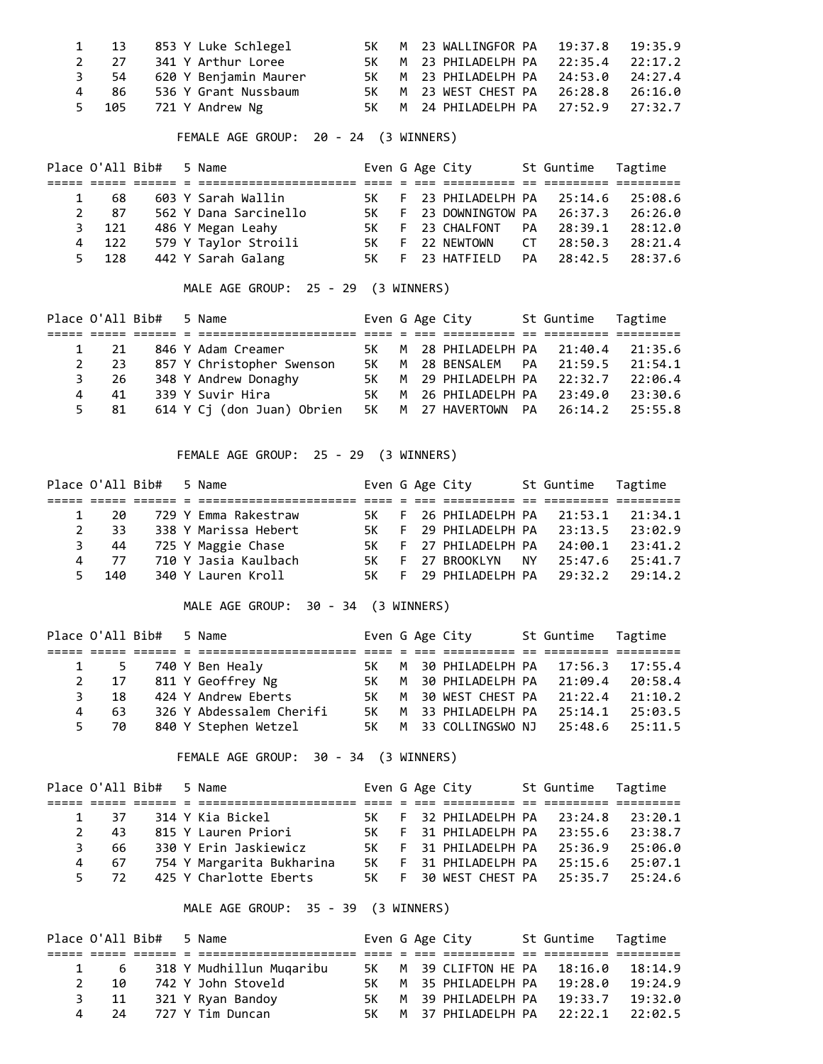| Place | O'All | Bib# | 5 | Name | Even | G | Age | City | St | Guntime | Tagtime |
|---|---|---|---|---|---|---|---|---|---|---|---|
| 1 | 13 | 853 | Y | Luke Schlegel | 5K | M | 23 | WALLINGFOR | PA | 19:37.8 | 19:35.9 |
| 2 | 27 | 341 | Y | Arthur Loree | 5K | M | 23 | PHILADELPH | PA | 22:35.4 | 22:17.2 |
| 3 | 54 | 620 | Y | Benjamin Maurer | 5K | M | 23 | PHILADELPH | PA | 24:53.0 | 24:27.4 |
| 4 | 86 | 536 | Y | Grant Nussbaum | 5K | M | 23 | WEST CHEST | PA | 26:28.8 | 26:16.0 |
| 5 | 105 | 721 | Y | Andrew Ng | 5K | M | 24 | PHILADELPH | PA | 27:52.9 | 27:32.7 |

FEMALE AGE GROUP: 20 - 24 (3 WINNERS)

| Place | O'All | Bib# | 5 | Name | Even | G | Age | City | St | Guntime | Tagtime |
|---|---|---|---|---|---|---|---|---|---|---|---|
| 1 | 68 | 603 | Y | Sarah Wallin | 5K | F | 23 | PHILADELPH | PA | 25:14.6 | 25:08.6 |
| 2 | 87 | 562 | Y | Dana Sarcinello | 5K | F | 23 | DOWNINGTOW | PA | 26:37.3 | 26:26.0 |
| 3 | 121 | 486 | Y | Megan Leahy | 5K | F | 23 | CHALFONT | PA | 28:39.1 | 28:12.0 |
| 4 | 122 | 579 | Y | Taylor Stroili | 5K | F | 22 | NEWTOWN | CT | 28:50.3 | 28:21.4 |
| 5 | 128 | 442 | Y | Sarah Galang | 5K | F | 23 | HATFIELD | PA | 28:42.5 | 28:37.6 |

MALE AGE GROUP: 25 - 29 (3 WINNERS)

| Place | O'All | Bib# | 5 | Name | Even | G | Age | City | St | Guntime | Tagtime |
|---|---|---|---|---|---|---|---|---|---|---|---|
| 1 | 21 | 846 | Y | Adam Creamer | 5K | M | 28 | PHILADELPH | PA | 21:40.4 | 21:35.6 |
| 2 | 23 | 857 | Y | Christopher Swenson | 5K | M | 28 | BENSALEM | PA | 21:59.5 | 21:54.1 |
| 3 | 26 | 348 | Y | Andrew Donaghy | 5K | M | 29 | PHILADELPH | PA | 22:32.7 | 22:06.4 |
| 4 | 41 | 339 | Y | Suvir Hira | 5K | M | 26 | PHILADELPH | PA | 23:49.0 | 23:30.6 |
| 5 | 81 | 614 | Y | Cj (don Juan) Obrien | 5K | M | 27 | HAVERTOWN | PA | 26:14.2 | 25:55.8 |

FEMALE AGE GROUP: 25 - 29 (3 WINNERS)

| Place | O'All | Bib# | 5 | Name | Even | G | Age | City | St | Guntime | Tagtime |
|---|---|---|---|---|---|---|---|---|---|---|---|
| 1 | 20 | 729 | Y | Emma Rakestraw | 5K | F | 26 | PHILADELPH | PA | 21:53.1 | 21:34.1 |
| 2 | 33 | 338 | Y | Marissa Hebert | 5K | F | 29 | PHILADELPH | PA | 23:13.5 | 23:02.9 |
| 3 | 44 | 725 | Y | Maggie Chase | 5K | F | 27 | PHILADELPH | PA | 24:00.1 | 23:41.2 |
| 4 | 77 | 710 | Y | Jasia Kaulbach | 5K | F | 27 | BROOKLYN | NY | 25:47.6 | 25:41.7 |
| 5 | 140 | 340 | Y | Lauren Kroll | 5K | F | 29 | PHILADELPH | PA | 29:32.2 | 29:14.2 |

MALE AGE GROUP: 30 - 34 (3 WINNERS)

| Place | O'All | Bib# | 5 | Name | Even | G | Age | City | St | Guntime | Tagtime |
|---|---|---|---|---|---|---|---|---|---|---|---|
| 1 | 5 | 740 | Y | Ben Healy | 5K | M | 30 | PHILADELPH | PA | 17:56.3 | 17:55.4 |
| 2 | 17 | 811 | Y | Geoffrey Ng | 5K | M | 30 | PHILADELPH | PA | 21:09.4 | 20:58.4 |
| 3 | 18 | 424 | Y | Andrew Eberts | 5K | M | 30 | WEST CHEST | PA | 21:22.4 | 21:10.2 |
| 4 | 63 | 326 | Y | Abdessalem Cherifi | 5K | M | 33 | PHILADELPH | PA | 25:14.1 | 25:03.5 |
| 5 | 70 | 840 | Y | Stephen Wetzel | 5K | M | 33 | COLLINGSWO | NJ | 25:48.6 | 25:11.5 |

FEMALE AGE GROUP: 30 - 34 (3 WINNERS)

| Place | O'All | Bib# | 5 | Name | Even | G | Age | City | St | Guntime | Tagtime |
|---|---|---|---|---|---|---|---|---|---|---|---|
| 1 | 37 | 314 | Y | Kia Bickel | 5K | F | 32 | PHILADELPH | PA | 23:24.8 | 23:20.1 |
| 2 | 43 | 815 | Y | Lauren Priori | 5K | F | 31 | PHILADELPH | PA | 23:55.6 | 23:38.7 |
| 3 | 66 | 330 | Y | Erin Jaskiewicz | 5K | F | 31 | PHILADELPH | PA | 25:36.9 | 25:06.0 |
| 4 | 67 | 754 | Y | Margarita Bukharina | 5K | F | 31 | PHILADELPH | PA | 25:15.6 | 25:07.1 |
| 5 | 72 | 425 | Y | Charlotte Eberts | 5K | F | 30 | WEST CHEST | PA | 25:35.7 | 25:24.6 |

MALE AGE GROUP: 35 - 39 (3 WINNERS)

| Place | O'All | Bib# | 5 | Name | Even | G | Age | City | St | Guntime | Tagtime |
|---|---|---|---|---|---|---|---|---|---|---|---|
| 1 | 6 | 318 | Y | Mudhillun Muqaribu | 5K | M | 39 | CLIFTON HE | PA | 18:16.0 | 18:14.9 |
| 2 | 10 | 742 | Y | John Stoveld | 5K | M | 35 | PHILADELPH | PA | 19:28.0 | 19:24.9 |
| 3 | 11 | 321 | Y | Ryan Bandoy | 5K | M | 39 | PHILADELPH | PA | 19:33.7 | 19:32.0 |
| 4 | 24 | 727 | Y | Tim Duncan | 5K | M | 37 | PHILADELPH | PA | 22:22.1 | 22:02.5 |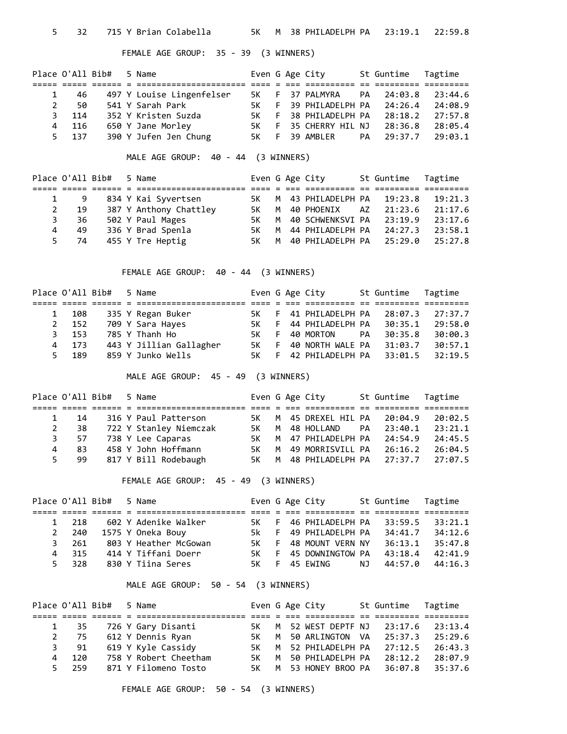| Place | O'All | Bib# | 5 | Name | Even | G | Age | City | St | Guntime | Tagtime |
|---|---|---|---|---|---|---|---|---|---|---|---|
| 5 | 32 | 715 | Y | Brian Colabella | 5K | M | 38 | PHILADELPH | PA | 23:19.1 | 22:59.8 |

FEMALE AGE GROUP: 35 - 39 (3 WINNERS)

| Place | O'All | Bib# | 5 | Name | Even | G | Age | City | St | Guntime | Tagtime |
|---|---|---|---|---|---|---|---|---|---|---|---|
| 1 | 46 | 497 | Y | Louise Lingenfelser | 5K | F | 37 | PALMYRA | PA | 24:03.8 | 23:44.6 |
| 2 | 50 | 541 | Y | Sarah Park | 5K | F | 39 | PHILADELPH | PA | 24:26.4 | 24:08.9 |
| 3 | 114 | 352 | Y | Kristen Suzda | 5K | F | 38 | PHILADELPH | PA | 28:18.2 | 27:57.8 |
| 4 | 116 | 650 | Y | Jane Morley | 5K | F | 35 | CHERRY HIL | NJ | 28:36.8 | 28:05.4 |
| 5 | 137 | 390 | Y | Jufen Jen Chung | 5K | F | 39 | AMBLER | PA | 29:37.7 | 29:03.1 |

MALE AGE GROUP: 40 - 44 (3 WINNERS)

| Place | O'All | Bib# | 5 | Name | Even | G | Age | City | St | Guntime | Tagtime |
|---|---|---|---|---|---|---|---|---|---|---|---|
| 1 | 9 | 834 | Y | Kai Syvertsen | 5K | M | 43 | PHILADELPH | PA | 19:23.8 | 19:21.3 |
| 2 | 19 | 387 | Y | Anthony Chattley | 5K | M | 40 | PHOENIX | AZ | 21:23.6 | 21:17.6 |
| 3 | 36 | 502 | Y | Paul Mages | 5K | M | 40 | SCHWENKSVI | PA | 23:19.9 | 23:17.6 |
| 4 | 49 | 336 | Y | Brad Spenla | 5K | M | 44 | PHILADELPH | PA | 24:27.3 | 23:58.1 |
| 5 | 74 | 455 | Y | Tre Heptig | 5K | M | 40 | PHILADELPH | PA | 25:29.0 | 25:27.8 |

FEMALE AGE GROUP: 40 - 44 (3 WINNERS)

| Place | O'All | Bib# | 5 | Name | Even | G | Age | City | St | Guntime | Tagtime |
|---|---|---|---|---|---|---|---|---|---|---|---|
| 1 | 108 | 335 | Y | Regan Buker | 5K | F | 41 | PHILADELPH | PA | 28:07.3 | 27:37.7 |
| 2 | 152 | 709 | Y | Sara Hayes | 5K | F | 44 | PHILADELPH | PA | 30:35.1 | 29:58.0 |
| 3 | 153 | 785 | Y | Thanh Ho | 5K | F | 40 | MORTON | PA | 30:35.8 | 30:00.3 |
| 4 | 173 | 443 | Y | Jillian Gallagher | 5K | F | 40 | NORTH WALE | PA | 31:03.7 | 30:57.1 |
| 5 | 189 | 859 | Y | Junko Wells | 5K | F | 42 | PHILADELPH | PA | 33:01.5 | 32:19.5 |

MALE AGE GROUP: 45 - 49 (3 WINNERS)

| Place | O'All | Bib# | 5 | Name | Even | G | Age | City | St | Guntime | Tagtime |
|---|---|---|---|---|---|---|---|---|---|---|---|
| 1 | 14 | 316 | Y | Paul Patterson | 5K | M | 45 | DREXEL HIL | PA | 20:04.9 | 20:02.5 |
| 2 | 38 | 722 | Y | Stanley Niemczak | 5K | M | 48 | HOLLAND | PA | 23:40.1 | 23:21.1 |
| 3 | 57 | 738 | Y | Lee Caparas | 5K | M | 47 | PHILADELPH | PA | 24:54.9 | 24:45.5 |
| 4 | 83 | 458 | Y | John Hoffmann | 5K | M | 49 | MORRISVILL | PA | 26:16.2 | 26:04.5 |
| 5 | 99 | 817 | Y | Bill Rodebaugh | 5K | M | 48 | PHILADELPH | PA | 27:37.7 | 27:07.5 |

FEMALE AGE GROUP: 45 - 49 (3 WINNERS)

| Place | O'All | Bib# | 5 | Name | Even | G | Age | City | St | Guntime | Tagtime |
|---|---|---|---|---|---|---|---|---|---|---|---|
| 1 | 218 | 602 | Y | Adenike Walker | 5K | F | 46 | PHILADELPH | PA | 33:59.5 | 33:21.1 |
| 2 | 240 | 1575 | Y | Oneka Bouy | 5k | F | 49 | PHILADELPH | PA | 34:41.7 | 34:12.6 |
| 3 | 261 | 803 | Y | Heather McGowan | 5K | F | 48 | MOUNT VERN | NY | 36:13.1 | 35:47.8 |
| 4 | 315 | 414 | Y | Tiffani Doerr | 5K | F | 45 | DOWNINGTOW | PA | 43:18.4 | 42:41.9 |
| 5 | 328 | 830 | Y | Tiina Seres | 5K | F | 45 | EWING | NJ | 44:57.0 | 44:16.3 |

MALE AGE GROUP: 50 - 54 (3 WINNERS)

| Place | O'All | Bib# | 5 | Name | Even | G | Age | City | St | Guntime | Tagtime |
|---|---|---|---|---|---|---|---|---|---|---|---|
| 1 | 35 | 726 | Y | Gary Disanti | 5K | M | 52 | WEST DEPTF | NJ | 23:17.6 | 23:13.4 |
| 2 | 75 | 612 | Y | Dennis Ryan | 5K | M | 50 | ARLINGTON | VA | 25:37.3 | 25:29.6 |
| 3 | 91 | 619 | Y | Kyle Cassidy | 5K | M | 52 | PHILADELPH | PA | 27:12.5 | 26:43.3 |
| 4 | 120 | 758 | Y | Robert Cheetham | 5K | M | 50 | PHILADELPH | PA | 28:12.2 | 28:07.9 |
| 5 | 259 | 871 | Y | Filomeno Tosto | 5K | M | 53 | HONEY BROO | PA | 36:07.8 | 35:37.6 |

FEMALE AGE GROUP: 50 - 54 (3 WINNERS)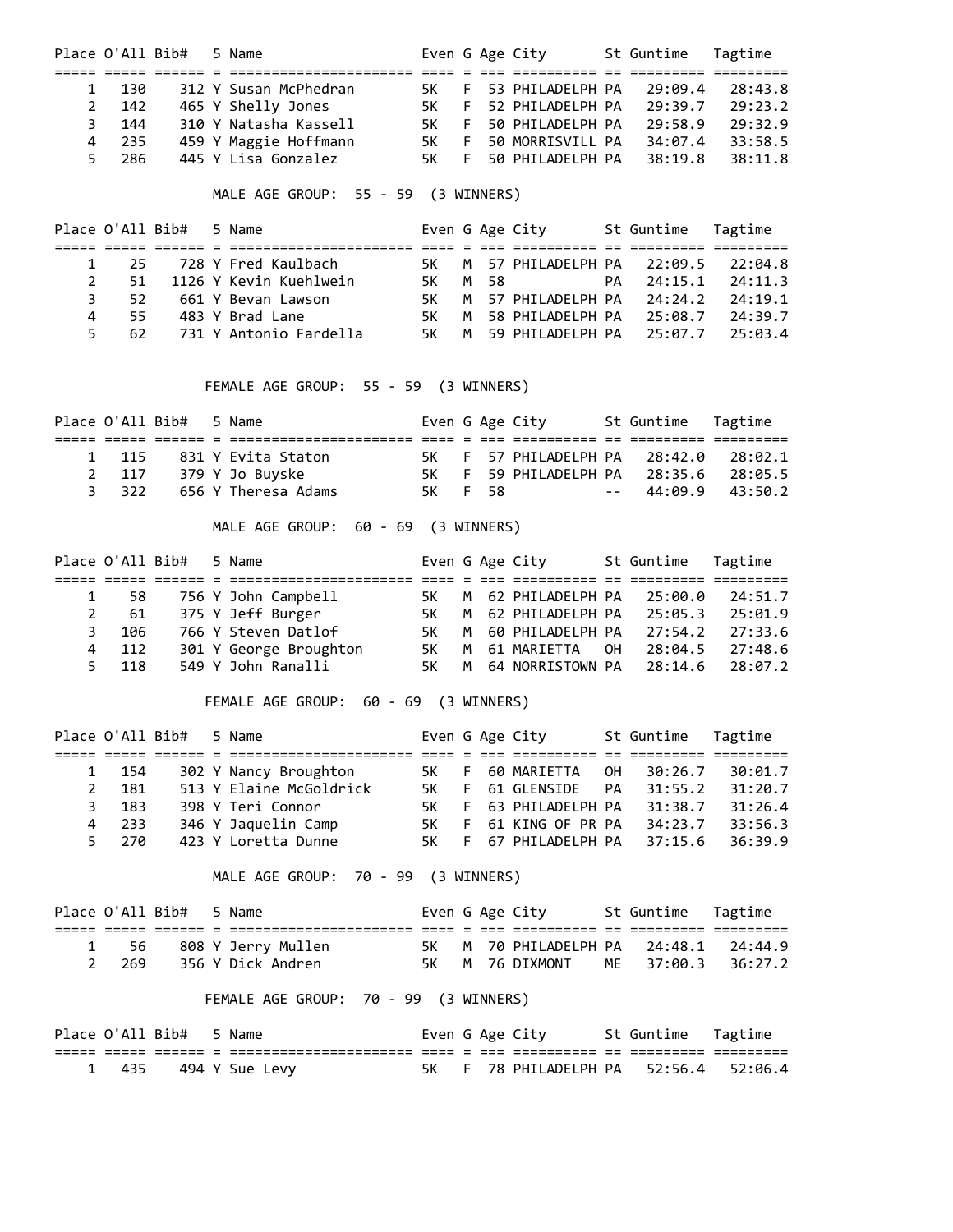| Place | O'All | Bib# | 5 | Name | Even | G | Age | City | St | Guntime | Tagtime |
|---|---|---|---|---|---|---|---|---|---|---|---|
| 1 | 130 | 312 | Y | Susan McPhedran | 5K | F | 53 | PHILADELPH | PA | 29:09.4 | 28:43.8 |
| 2 | 142 | 465 | Y | Shelly Jones | 5K | F | 52 | PHILADELPH | PA | 29:39.7 | 29:23.2 |
| 3 | 144 | 310 | Y | Natasha Kassell | 5K | F | 50 | PHILADELPH | PA | 29:58.9 | 29:32.9 |
| 4 | 235 | 459 | Y | Maggie Hoffmann | 5K | F | 50 | MORRISVILL | PA | 34:07.4 | 33:58.5 |
| 5 | 286 | 445 | Y | Lisa Gonzalez | 5K | F | 50 | PHILADELPH | PA | 38:19.8 | 38:11.8 |

MALE AGE GROUP: 55 - 59 (3 WINNERS)

| Place | O'All | Bib# | 5 | Name | Even | G | Age | City | St | Guntime | Tagtime |
|---|---|---|---|---|---|---|---|---|---|---|---|
| 1 | 25 | 728 | Y | Fred Kaulbach | 5K | M | 57 | PHILADELPH | PA | 22:09.5 | 22:04.8 |
| 2 | 51 | 1126 | Y | Kevin Kuehlwein | 5K | M | 58 | | PA | 24:15.1 | 24:11.3 |
| 3 | 52 | 661 | Y | Bevan Lawson | 5K | M | 57 | PHILADELPH | PA | 24:24.2 | 24:19.1 |
| 4 | 55 | 483 | Y | Brad Lane | 5K | M | 58 | PHILADELPH | PA | 25:08.7 | 24:39.7 |
| 5 | 62 | 731 | Y | Antonio Fardella | 5K | M | 59 | PHILADELPH | PA | 25:07.7 | 25:03.4 |

FEMALE AGE GROUP: 55 - 59 (3 WINNERS)

| Place | O'All | Bib# | 5 | Name | Even | G | Age | City | St | Guntime | Tagtime |
|---|---|---|---|---|---|---|---|---|---|---|---|
| 1 | 115 | 831 | Y | Evita Staton | 5K | F | 57 | PHILADELPH | PA | 28:42.0 | 28:02.1 |
| 2 | 117 | 379 | Y | Jo Buyske | 5K | F | 59 | PHILADELPH | PA | 28:35.6 | 28:05.5 |
| 3 | 322 | 656 | Y | Theresa Adams | 5K | F | 58 | | -- | 44:09.9 | 43:50.2 |

MALE AGE GROUP: 60 - 69 (3 WINNERS)

| Place | O'All | Bib# | 5 | Name | Even | G | Age | City | St | Guntime | Tagtime |
|---|---|---|---|---|---|---|---|---|---|---|---|
| 1 | 58 | 756 | Y | John Campbell | 5K | M | 62 | PHILADELPH | PA | 25:00.0 | 24:51.7 |
| 2 | 61 | 375 | Y | Jeff Burger | 5K | M | 62 | PHILADELPH | PA | 25:05.3 | 25:01.9 |
| 3 | 106 | 766 | Y | Steven Datlof | 5K | M | 60 | PHILADELPH | PA | 27:54.2 | 27:33.6 |
| 4 | 112 | 301 | Y | George Broughton | 5K | M | 61 | MARIETTA | OH | 28:04.5 | 27:48.6 |
| 5 | 118 | 549 | Y | John Ranalli | 5K | M | 64 | NORRISTOWN | PA | 28:14.6 | 28:07.2 |

FEMALE AGE GROUP: 60 - 69 (3 WINNERS)

| Place | O'All | Bib# | 5 | Name | Even | G | Age | City | St | Guntime | Tagtime |
|---|---|---|---|---|---|---|---|---|---|---|---|
| 1 | 154 | 302 | Y | Nancy Broughton | 5K | F | 60 | MARIETTA | OH | 30:26.7 | 30:01.7 |
| 2 | 181 | 513 | Y | Elaine McGoldrick | 5K | F | 61 | GLENSIDE | PA | 31:55.2 | 31:20.7 |
| 3 | 183 | 398 | Y | Teri Connor | 5K | F | 63 | PHILADELPH | PA | 31:38.7 | 31:26.4 |
| 4 | 233 | 346 | Y | Jaquelin Camp | 5K | F | 61 | KING OF PR | PA | 34:23.7 | 33:56.3 |
| 5 | 270 | 423 | Y | Loretta Dunne | 5K | F | 67 | PHILADELPH | PA | 37:15.6 | 36:39.9 |

MALE AGE GROUP: 70 - 99 (3 WINNERS)

| Place | O'All | Bib# | 5 | Name | Even | G | Age | City | St | Guntime | Tagtime |
|---|---|---|---|---|---|---|---|---|---|---|---|
| 1 | 56 | 808 | Y | Jerry Mullen | 5K | M | 70 | PHILADELPH | PA | 24:48.1 | 24:44.9 |
| 2 | 269 | 356 | Y | Dick Andren | 5K | M | 76 | DIXMONT | ME | 37:00.3 | 36:27.2 |

FEMALE AGE GROUP: 70 - 99 (3 WINNERS)

| Place | O'All | Bib# | 5 | Name | Even | G | Age | City | St | Guntime | Tagtime |
|---|---|---|---|---|---|---|---|---|---|---|---|
| 1 | 435 | 494 | Y | Sue Levy | 5K | F | 78 | PHILADELPH | PA | 52:56.4 | 52:06.4 |